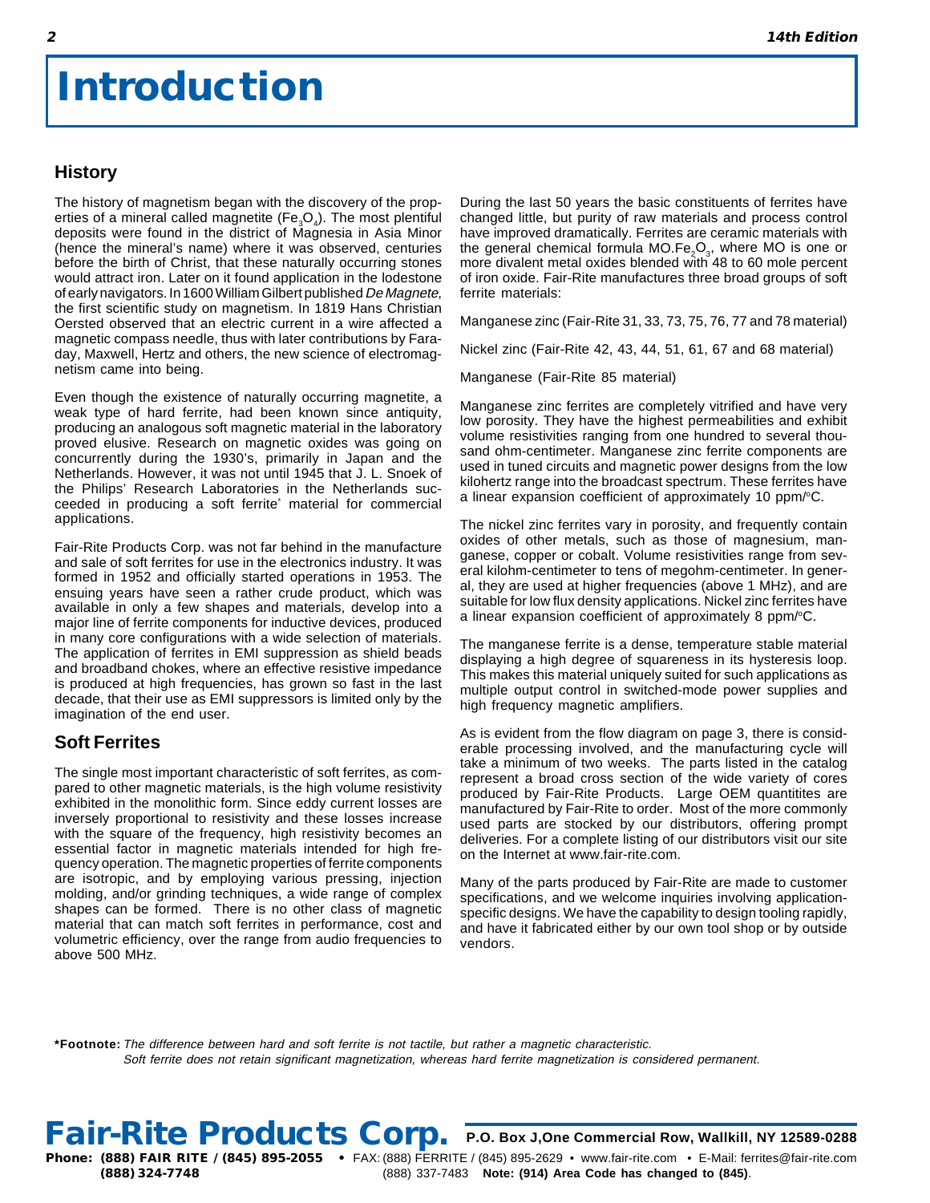# Introduction

## History

The history of magnetism began with the discovery of the properties of a mineral called magnetite ($Fe_3O_4$). The most plentiful deposits were found in the district of Magnesia in Asia Minor (hence the mineral's name) where it was observed, centuries before the birth of Christ, that these naturally occurring stones would attract iron. Later on it found application in the lodestone of early navigators. In 1600 William Gilbert published *De Magnete*, the first scientific study on magnetism. In 1819 Hans Christian Oersted observed that an electric current in a wire affected a magnetic compass needle, thus with later contributions by Faraday, Maxwell, Hertz and others, the new science of electromagnetism came into being.

Even though the existence of naturally occurring magnetite, a weak type of hard ferrite, had been known since antiquity, producing an analogous soft magnetic material in the laboratory proved elusive. Research on magnetic oxides was going on concurrently during the 1930's, primarily in Japan and the Netherlands. However, it was not until 1945 that J. L. Snoek of the Philips' Research Laboratories in the Netherlands succeeded in producing a soft ferrite* material for commercial applications.

Fair-Rite Products Corp. was not far behind in the manufacture and sale of soft ferrites for use in the electronics industry. It was formed in 1952 and officially started operations in 1953. The ensuing years have seen a rather crude product, which was available in only a few shapes and materials, develop into a major line of ferrite components for inductive devices, produced in many core configurations with a wide selection of materials. The application of ferrites in EMI suppression as shield beads and broadband chokes, where an effective resistive impedance is produced at high frequencies, has grown so fast in the last decade, that their use as EMI suppressors is limited only by the imagination of the end user.

## Soft Ferrites

The single most important characteristic of soft ferrites, as compared to other magnetic materials, is the high volume resistivity exhibited in the monolithic form. Since eddy current losses are inversely proportional to resistivity and these losses increase with the square of the frequency, high resistivity becomes an essential factor in magnetic materials intended for high frequency operation. The magnetic properties of ferrite components are isotropic, and by employing various pressing, injection molding, and/or grinding techniques, a wide range of complex shapes can be formed. There is no other class of magnetic material that can match soft ferrites in performance, cost and volumetric efficiency, over the range from audio frequencies to above 500 MHz.

During the last 50 years the basic constituents of ferrites have changed little, but purity of raw materials and process control have improved dramatically. Ferrites are ceramic materials with the general chemical formula $MO.Fe_2O_3$, where MO is one or more divalent metal oxides blended with 48 to 60 mole percent of iron oxide. Fair-Rite manufactures three broad groups of soft ferrite materials:

Manganese zinc (Fair-Rite 31, 33, 73, 75, 76, 77 and 78 material)

Nickel zinc (Fair-Rite 42, 43, 44, 51, 61, 67 and 68 material)

Manganese (Fair-Rite 85 material)

Manganese zinc ferrites are completely vitrified and have very low porosity. They have the highest permeabilities and exhibit volume resistivities ranging from one hundred to several thousand ohm-centimeter. Manganese zinc ferrite components are used in tuned circuits and magnetic power designs from the low kilohertz range into the broadcast spectrum. These ferrites have a linear expansion coefficient of approximately 10 ppm/°C.

The nickel zinc ferrites vary in porosity, and frequently contain oxides of other metals, such as those of magnesium, manganese, copper or cobalt. Volume resistivities range from several kilohm-centimeter to tens of megohm-centimeter. In general, they are used at higher frequencies (above 1 MHz), and are suitable for low flux density applications. Nickel zinc ferrites have a linear expansion coefficient of approximately 8 ppm/°C.

The manganese ferrite is a dense, temperature stable material displaying a high degree of squareness in its hysteresis loop. This makes this material uniquely suited for such applications as multiple output control in switched-mode power supplies and high frequency magnetic amplifiers.

As is evident from the flow diagram on page 3, there is considerable processing involved, and the manufacturing cycle will take a minimum of two weeks. The parts listed in the catalog represent a broad cross section of the wide variety of cores produced by Fair-Rite Products. Large OEM quantitites are manufactured by Fair-Rite to order. Most of the more commonly used parts are stocked by our distributors, offering prompt deliveries. For a complete listing of our distributors visit our site on the Internet at www.fair-rite.com.

Many of the parts produced by Fair-Rite are made to customer specifications, and we welcome inquiries involving application-specific designs. We have the capability to design tooling rapidly, and have it fabricated either by our own tool shop or by outside vendors.

***Footnote:** *The difference between hard and soft ferrite is not tactile, but rather a magnetic characteristic. Soft ferrite does not retain significant magnetization, whereas hard ferrite magnetization is considered permanent.*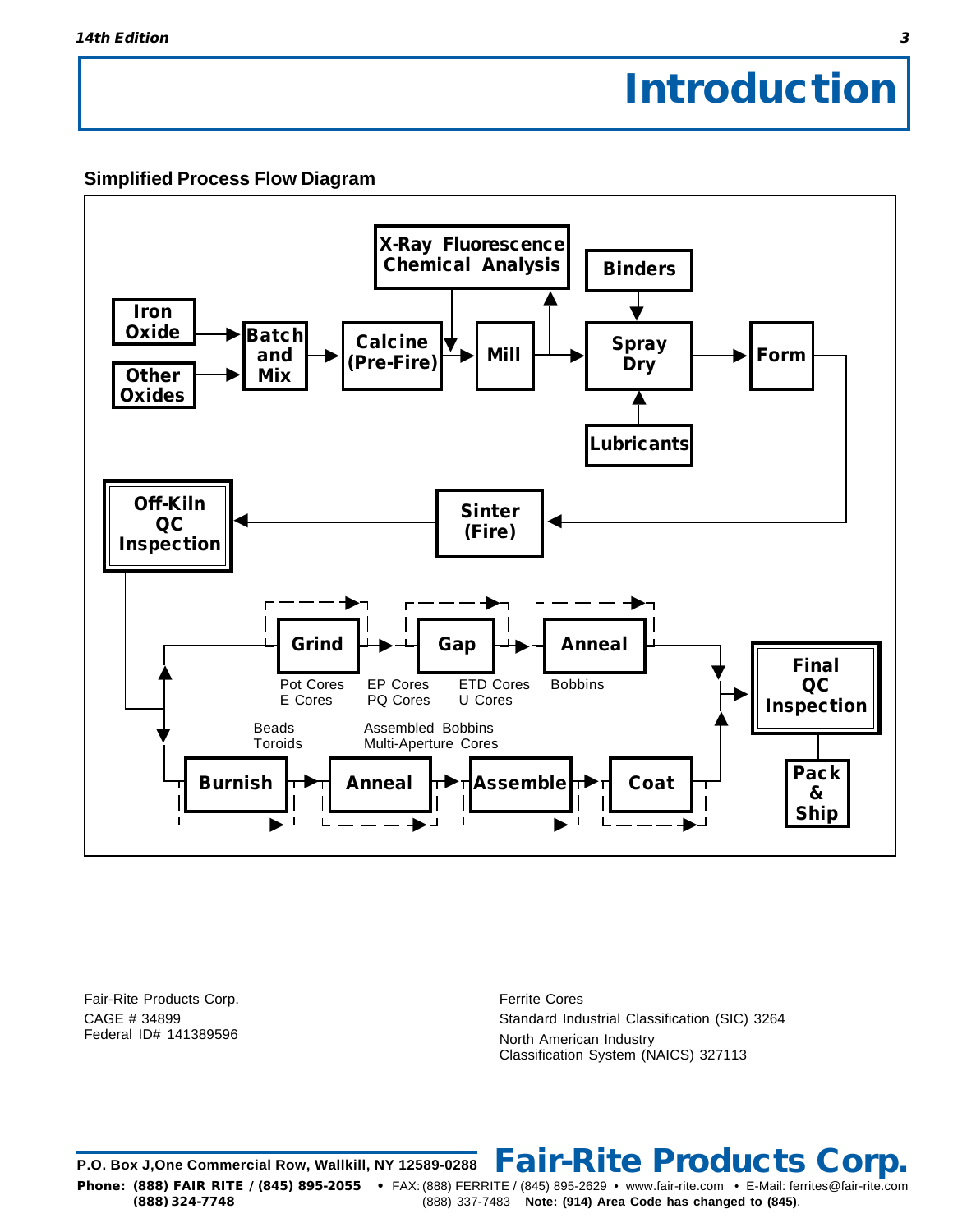# Introduction

## Simplified Process Flow Diagram

Iron Oxide → Batch and Mix
Other Oxides → Batch and Mix
Batch and Mix → Calcine (Pre-Fire) → Mill → Spray Dry → Form
X-Ray Fluorescence Chemical Analysis
Binders → Spray Dry
Lubricants → Spray Dry
Form → Sinter (Fire) → Off-Kiln QC Inspection

Grind → Gap → Anneal → Final QC Inspection

Pot Cores, E Cores | EP Cores, PQ Cores | ETD Cores, U Cores | Bobbins

Burnish → Anneal → Assemble → Coat → Final QC Inspection

Beads, Toroids | Assembled Bobbins, Multi-Aperture Cores

Final QC Inspection → Pack & Ship

Fair-Rite Products Corp.
CAGE # 34899
Federal ID# 141389596

Ferrite Cores
Standard Industrial Classification (SIC) 3264
North American Industry
Classification System (NAICS) 327113

**Fair-Rite Products Corp.**

**P.O. Box J,One Commercial Row, Wallkill, NY 12589-0288**

**Phone: (888) FAIR RITE / (845) 895-2055** • FAX: (888) FERRITE / (845) 895-2629 • www.fair-rite.com • E-Mail: ferrites@fair-rite.com
**(888) 324-7748** (888) 337-7483 **Note: (914) Area Code has changed to (845)**.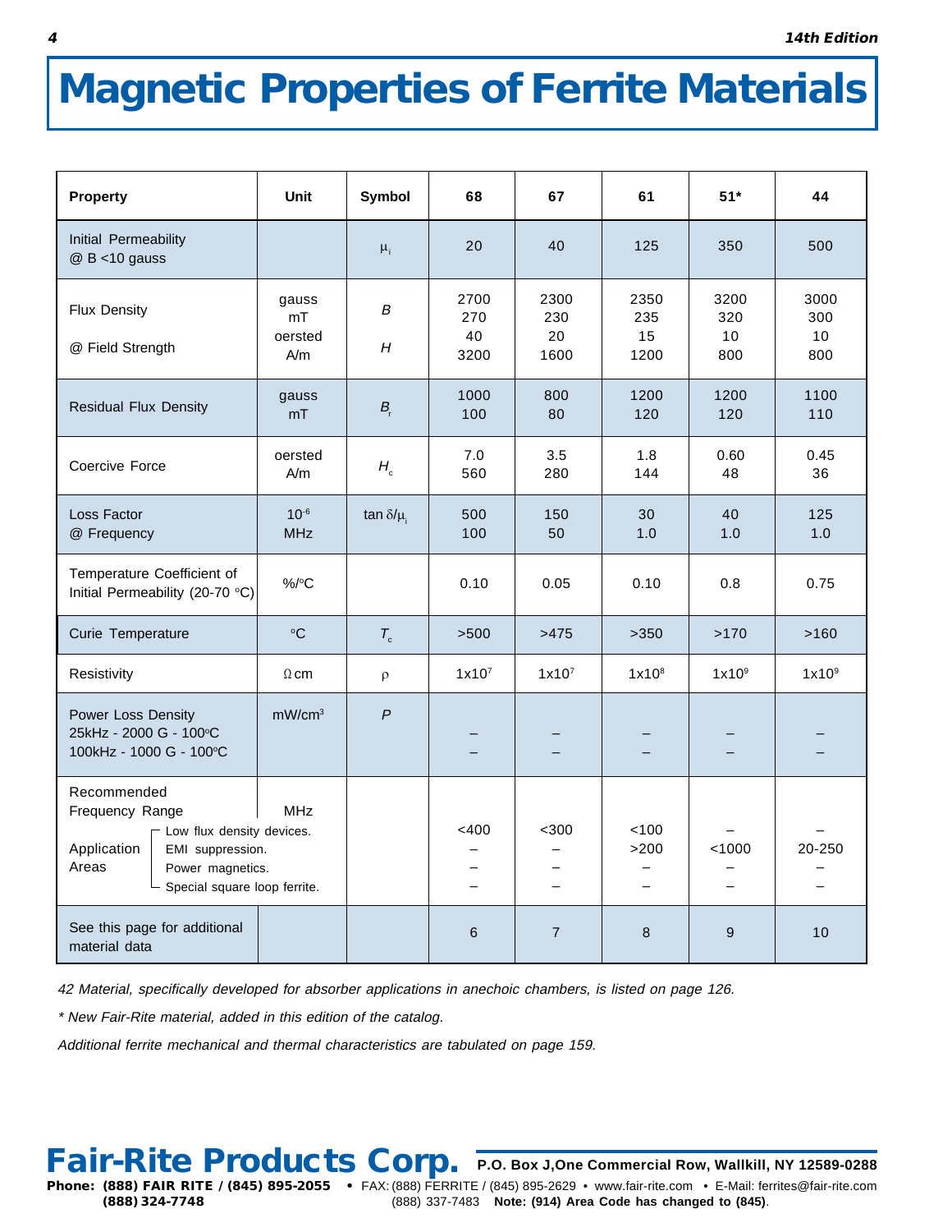# Magnetic Properties of Ferrite Materials

| Property | Unit | Symbol | 68 | 67 | 61 | 51* | 44 |
|---|---|---|---|---|---|---|---|
| Initial Permeability @ B <10 gauss | | $\mu_i$ | 20 | 40 | 125 | 350 | 500 |
| Flux Density @ Field Strength | gauss<br>mT<br>oersted<br>A/m | $B$<br>$H$ | 2700<br>270<br>40<br>3200 | 2300<br>230<br>20<br>1600 | 2350<br>235<br>15<br>1200 | 3200<br>320<br>10<br>800 | 3000<br>300<br>10<br>800 |
| Residual Flux Density | gauss<br>mT | $B_r$ | 1000<br>100 | 800<br>80 | 1200<br>120 | 1200<br>120 | 1100<br>110 |
| Coercive Force | oersted<br>A/m | $H_c$ | 7.0<br>560 | 3.5<br>280 | 1.8<br>144 | 0.60<br>48 | 0.45<br>36 |
| Loss Factor @ Frequency | $10^{-6}$<br>MHz | $\tan\delta/\mu_i$ | 500<br>100 | 150<br>50 | 30<br>1.0 | 40<br>1.0 | 125<br>1.0 |
| Temperature Coefficient of Initial Permeability (20-70 °C) | %/°C | | 0.10 | 0.05 | 0.10 | 0.8 | 0.75 |
| Curie Temperature | °C | $T_c$ | >500 | >475 | >350 | >170 | >160 |
| Resistivity | Ω cm | $\rho$ | $1x10^7$ | $1x10^7$ | $1x10^8$ | $1x10^9$ | $1x10^9$ |
| Power Loss Density<br>25kHz - 2000 G - 100°C<br>100kHz - 1000 G - 100°C | mW/cm³ | $P$ | –<br>– | –<br>– | –<br>– | –<br>– | –<br>– |
| Recommended Frequency Range<br>Application Areas: Low flux density devices. | MHz | | <400 | <300 | <100 | – | – |
| EMI suppression. | | | – | – | >200 | <1000 | 20-250 |
| Power magnetics. | | | – | – | – | – | – |
| Special square loop ferrite. | | | – | – | – | – | – |
| See this page for additional material data | | | 6 | 7 | 8 | 9 | 10 |

*42 Material, specifically developed for absorber applications in anechoic chambers, is listed on page 126.*

*\* New Fair-Rite material, added in this edition of the catalog.*

*Additional ferrite mechanical and thermal characteristics are tabulated on page 159.*

**Fair-Rite Products Corp.** **P.O. Box J,One Commercial Row, Wallkill, NY 12589-0288**

**Phone: (888) FAIR RITE / (845) 895-2055 (888) 324-7748** • FAX: (888) FERRITE / (845) 895-2629 (888) 337-7483 • www.fair-rite.com • E-Mail: ferrites@fair-rite.com **Note: (914) Area Code has changed to (845)**.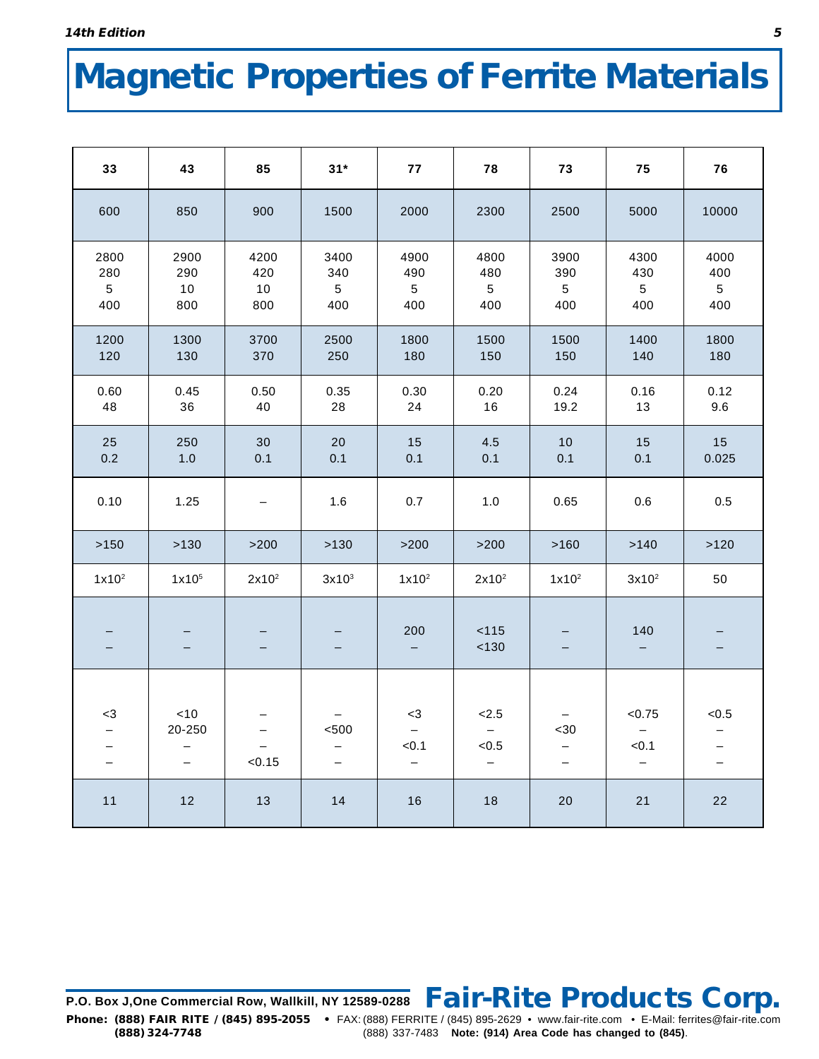# Magnetic Properties of Ferrite Materials

| 33 | 43 | 85 | 31* | 77 | 78 | 73 | 75 | 76 |
|---|---|---|---|---|---|---|---|---|
| 600 | 850 | 900 | 1500 | 2000 | 2300 | 2500 | 5000 | 10000 |
| 2800<br>280<br>5<br>400 | 2900<br>290<br>10<br>800 | 4200<br>420<br>10<br>800 | 3400<br>340<br>5<br>400 | 4900<br>490<br>5<br>400 | 4800<br>480<br>5<br>400 | 3900<br>390<br>5<br>400 | 4300<br>430<br>5<br>400 | 4000<br>400<br>5<br>400 |
| 1200<br>120 | 1300<br>130 | 3700<br>370 | 2500<br>250 | 1800<br>180 | 1500<br>150 | 1500<br>150 | 1400<br>140 | 1800<br>180 |
| 0.60<br>48 | 0.45<br>36 | 0.50<br>40 | 0.35<br>28 | 0.30<br>24 | 0.20<br>16 | 0.24<br>19.2 | 0.16<br>13 | 0.12<br>9.6 |
| 25<br>0.2 | 250<br>1.0 | 30<br>0.1 | 20<br>0.1 | 15<br>0.1 | 4.5<br>0.1 | 10<br>0.1 | 15<br>0.1 | 15<br>0.025 |
| 0.10 | 1.25 | – | 1.6 | 0.7 | 1.0 | 0.65 | 0.6 | 0.5 |
| >150 | >130 | >200 | >130 | >200 | >200 | >160 | >140 | >120 |
| $1x10^2$ | $1x10^5$ | $2x10^2$ | $3x10^3$ | $1x10^2$ | $2x10^2$ | $1x10^2$ | $3x10^2$ | 50 |
| –<br>– | –<br>– | –<br>– | –<br>– | 200<br>– | <115<br><130 | –<br>– | 140<br>– | –<br>– |
| <3<br>–<br>–<br>– | <10<br>20-250<br>–<br>– | –<br>–<br>–<br><0.15 | –<br><500<br>–<br>– | <3<br>–<br><0.1<br>– | <2.5<br>–<br><0.5<br>– | –<br><30<br>–<br>– | <0.75<br>–<br><0.1<br>– | <0.5<br>–<br>–<br>– |
| 11 | 12 | 13 | 14 | 16 | 18 | 20 | 21 | 22 |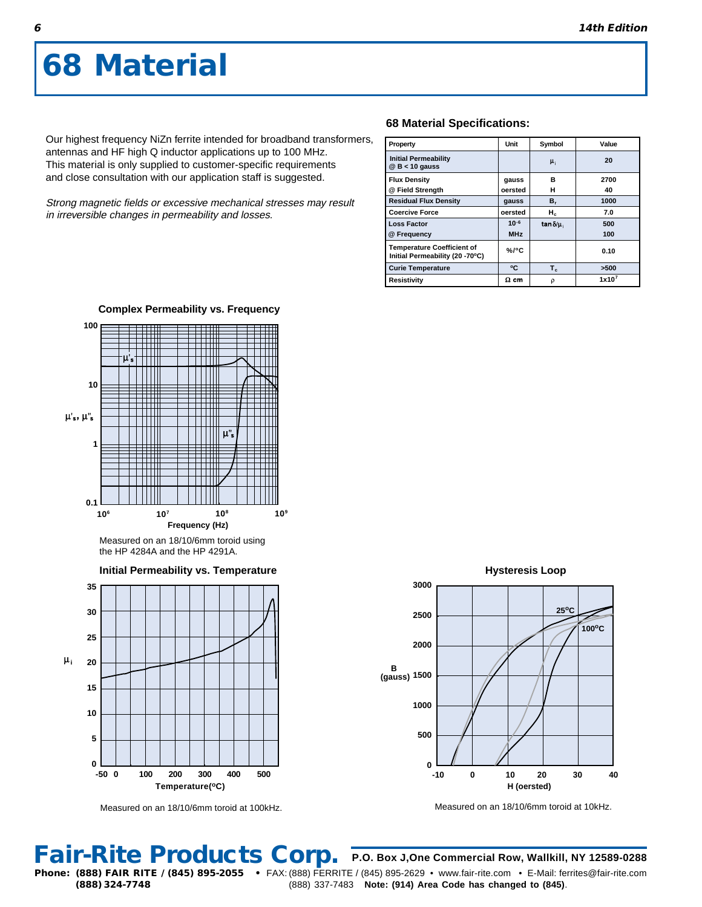# 68 Material

Our highest frequency NiZn ferrite intended for broadband transformers, antennas and HF high Q inductor applications up to 100 MHz. This material is only supplied to customer-specific requirements and close consultation with our application staff is suggested.

*Strong magnetic fields or excessive mechanical stresses may result in irreversible changes in permeability and losses.*

### 68 Material Specifications:

| Property | Unit | Symbol | Value |
|---|---|---|---|
| Initial Permeability @ B < 10 gauss | | $\mu_i$ | 20 |
| Flux Density<br>@ Field Strength | gauss<br>oersted | B<br>H | 2700<br>40 |
| Residual Flux Density | gauss | $B_r$ | 1000 |
| Coercive Force | oersted | $H_c$ | 7.0 |
| Loss Factor<br>@ Frequency | $10^{-6}$<br>MHz | $\tan\delta/\mu_i$ | 500<br>100 |
| Temperature Coefficient of Initial Permeability (20 -70ºC) | %/ºC | | 0.10 |
| Curie Temperature | ºC | $T_c$ | >500 |
| Resistivity | Ω cm | ρ | $1\text{x}10^7$ |

**Complex Permeability vs. Frequency**

Measured on an 18/10/6mm toroid using the HP 4284A and the HP 4291A.

**Initial Permeability vs. Temperature**

Measured on an 18/10/6mm toroid at 100kHz.

**Hysteresis Loop**

Measured on an 18/10/6mm toroid at 10kHz.

**Fair-Rite Products Corp.** P.O. Box J,One Commercial Row, Wallkill, NY 12589-0288

**Phone: (888) FAIR RITE / (845) 895-2055 (888) 324-7748** • FAX: (888) FERRITE / (845) 895-2629 (888) 337-7483 • www.fair-rite.com • E-Mail: ferrites@fair-rite.com **Note: (914) Area Code has changed to (845)**.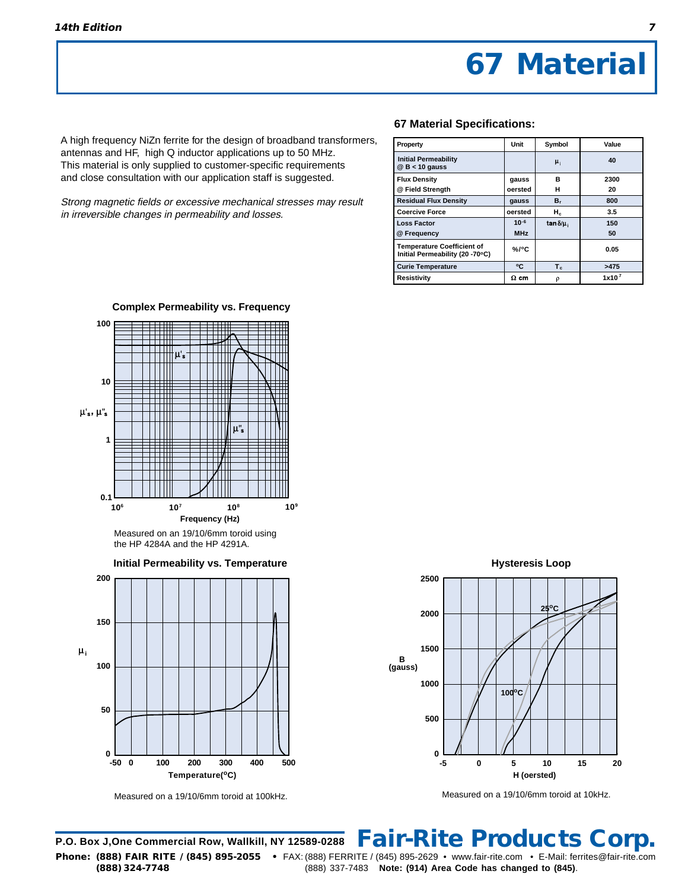# 67 Material

A high frequency NiZn ferrite for the design of broadband transformers, antennas and HF, high Q inductor applications up to 50 MHz. This material is only supplied to customer-specific requirements and close consultation with our application staff is suggested.

*Strong magnetic fields or excessive mechanical stresses may result in irreversible changes in permeability and losses.*

### 67 Material Specifications:

| Property | Unit | Symbol | Value |
|---|---|---|---|
| Initial Permeability @ B < 10 gauss | | $\mu_i$ | 40 |
| Flux Density | gauss | B | 2300 |
| @ Field Strength | oersted | H | 20 |
| Residual Flux Density | gauss | $B_r$ | 800 |
| Coercive Force | oersted | $H_c$ | 3.5 |
| Loss Factor | $10^{-6}$ | $\tan\delta/\mu_i$ | 150 |
| @ Frequency | MHz | | 50 |
| Temperature Coefficient of Initial Permeability (20 -70°C) | %/°C | | 0.05 |
| Curie Temperature | °C | $T_c$ | >475 |
| Resistivity | Ω cm | ρ | $1\times10^7$ |

**Complex Permeability vs. Frequency**

Measured on an 19/10/6mm toroid using the HP 4284A and the HP 4291A.

**Initial Permeability vs. Temperature**

Measured on a 19/10/6mm toroid at 100kHz.

**Hysteresis Loop**

Measured on a 19/10/6mm toroid at 10kHz.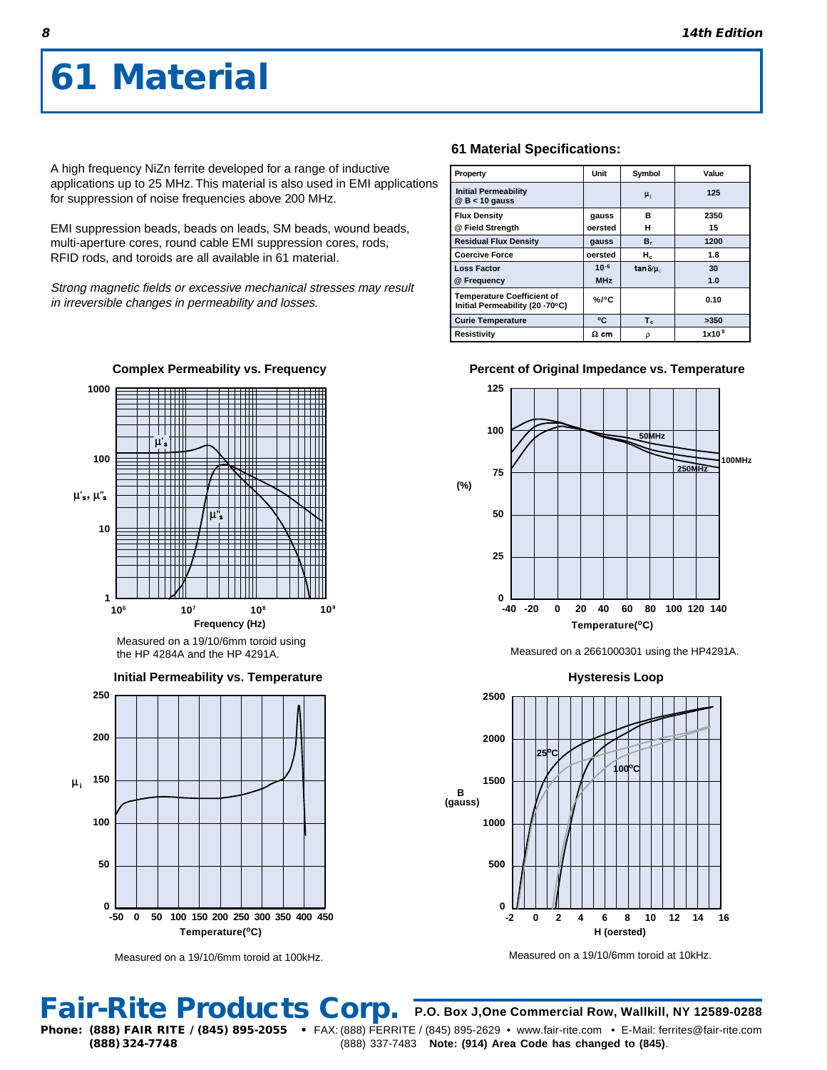# 61 Material

A high frequency NiZn ferrite developed for a range of inductive applications up to 25 MHz. This material is also used in EMI applications for suppression of noise frequencies above 200 MHz.

EMI suppression beads, beads on leads, SM beads, wound beads, multi-aperture cores, round cable EMI suppression cores, rods, RFID rods, and toroids are all available in 61 material.

*Strong magnetic fields or excessive mechanical stresses may result in irreversible changes in permeability and losses.*

## 61 Material Specifications:

| Property | Unit | Symbol | Value |
|---|---|---|---|
| Initial Permeability @ B < 10 gauss | | $\mu_i$ | 125 |
| Flux Density | gauss | B | 2350 |
| @ Field Strength | oersted | H | 15 |
| Residual Flux Density | gauss | $B_r$ | 1200 |
| Coercive Force | oersted | $H_c$ | 1.8 |
| Loss Factor | $10^{-6}$ | $\tan\delta/\mu_i$ | 30 |
| @ Frequency | MHz | | 1.0 |
| Temperature Coefficient of Initial Permeability (20 -70°C) | %/°C | | 0.10 |
| Curie Temperature | °C | $T_c$ | >350 |
| Resistivity | Ω cm | ρ | $1\times10^{8}$ |

**Complex Permeability vs. Frequency**

Measured on a 19/10/6mm toroid using the HP 4284A and the HP 4291A.

**Percent of Original Impedance vs. Temperature**

Measured on a 2661000301 using the HP4291A.

**Initial Permeability vs. Temperature**

Measured on a 19/10/6mm toroid at 100kHz.

**Hysteresis Loop**

Measured on a 19/10/6mm toroid at 10kHz.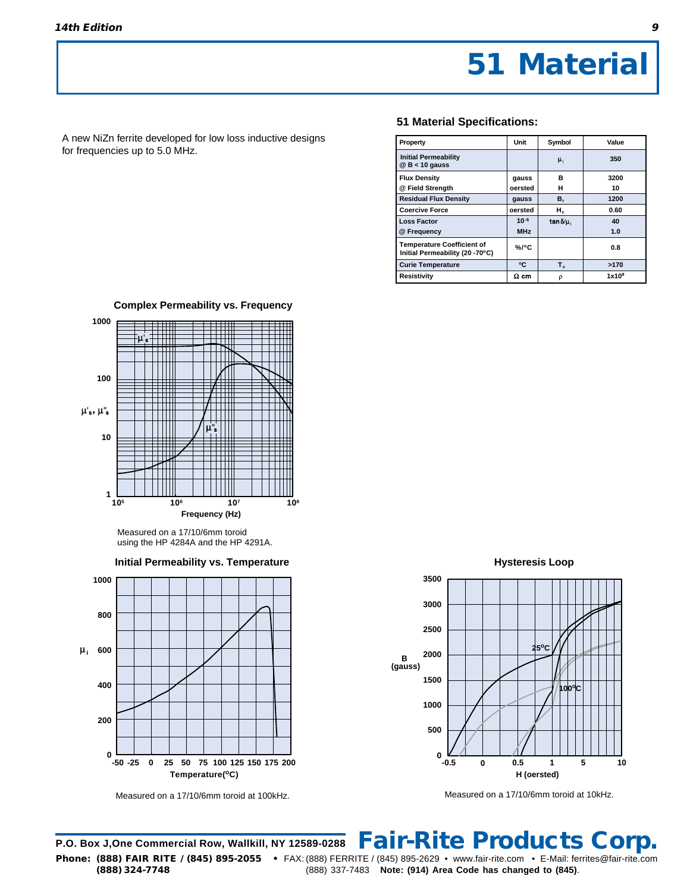# 51 Material

A new NiZn ferrite developed for low loss inductive designs for frequencies up to 5.0 MHz.

### 51 Material Specifications:

| Property | Unit | Symbol | Value |
|---|---|---|---|
| Initial Permeability @ B < 10 gauss | | $\mu_i$ | 350 |
| Flux Density @ Field Strength | gauss oersted | B H | 3200 10 |
| Residual Flux Density | gauss | $B_r$ | 1200 |
| Coercive Force | oersted | $H_c$ | 0.60 |
| Loss Factor @ Frequency | $10^{-6}$ MHz | $\tan\delta/\mu_i$ | 40 1.0 |
| Temperature Coefficient of Initial Permeability (20 -70°C) | %/°C | | 0.8 |
| Curie Temperature | °C | $T_c$ | >170 |
| Resistivity | Ω cm | ρ | $1\times10^9$ |

**Complex Permeability vs. Frequency**

Measured on a 17/10/6mm toroid using the HP 4284A and the HP 4291A.

**Initial Permeability vs. Temperature**

Measured on a 17/10/6mm toroid at 100kHz.

**Hysteresis Loop**

Measured on a 17/10/6mm toroid at 10kHz.

**Fair-Rite Products Corp.**

P.O. Box J,One Commercial Row, Wallkill, NY 12589-0288

Phone: (888) FAIR RITE / (845) 895-2055 • FAX: (888) FERRITE / (845) 895-2629 • www.fair-rite.com • E-Mail: ferrites@fair-rite.com
(888) 324-7748 (888) 337-7483 **Note: (914) Area Code has changed to (845).**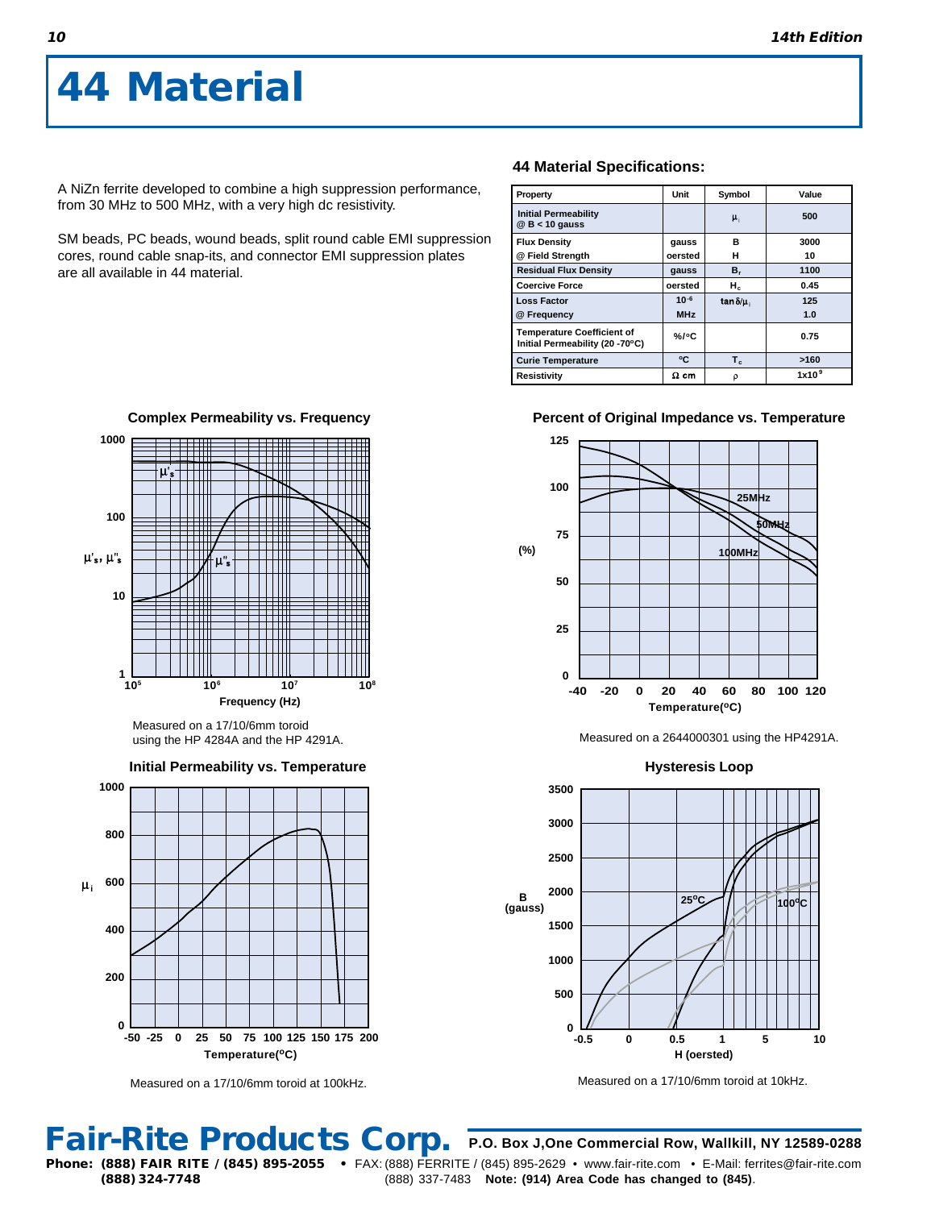# 44 Material

A NiZn ferrite developed to combine a high suppression performance, from 30 MHz to 500 MHz, with a very high dc resistivity.

SM beads, PC beads, wound beads, split round cable EMI suppression cores, round cable snap-its, and connector EMI suppression plates are all available in 44 material.

### 44 Material Specifications:

| Property | Unit | Symbol | Value |
|---|---|---|---|
| Initial Permeability @ B < 10 gauss | | $\mu_i$ | 500 |
| Flux Density<br>@ Field Strength | gauss<br>oersted | B<br>H | 3000<br>10 |
| Residual Flux Density | gauss | $B_r$ | 1100 |
| Coercive Force | oersted | $H_c$ | 0.45 |
| Loss Factor<br>@ Frequency | $10^{-6}$<br>MHz | $\tan\delta/\mu_i$ | 125<br>1.0 |
| Temperature Coefficient of Initial Permeability (20 -70ºC) | %/ºC | | 0.75 |
| Curie Temperature | ºC | $T_c$ | >160 |
| Resistivity | Ω cm | ρ | $1\times10^9$ |

**Complex Permeability vs. Frequency**

Measured on a 17/10/6mm toroid using the HP 4284A and the HP 4291A.

**Percent of Original Impedance vs. Temperature**

Measured on a 2644000301 using the HP4291A.

**Initial Permeability vs. Temperature**

Measured on a 17/10/6mm toroid at 100kHz.

**Hysteresis Loop**

Measured on a 17/10/6mm toroid at 10kHz.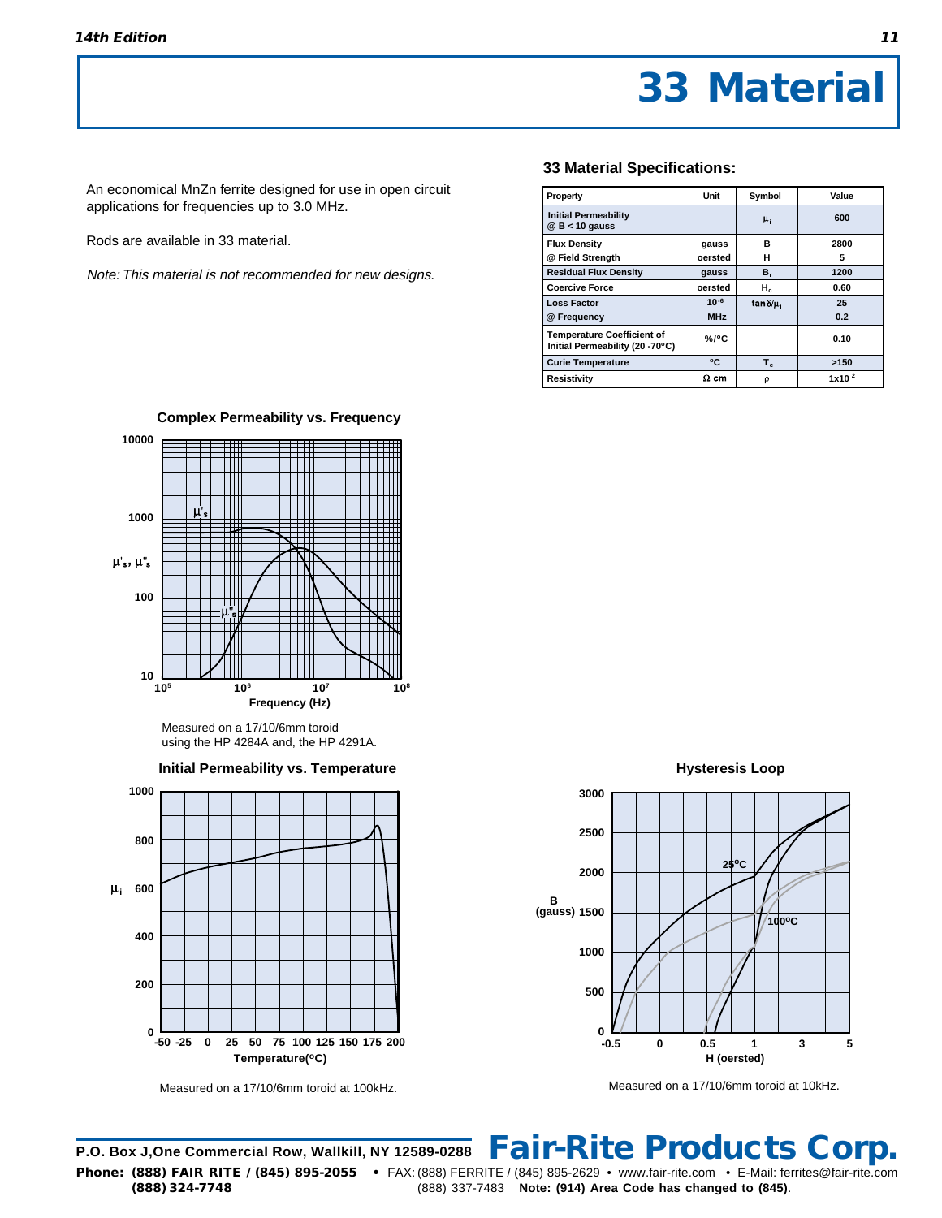# 33 Material

An economical MnZn ferrite designed for use in open circuit applications for frequencies up to 3.0 MHz.

Rods are available in 33 material.

*Note: This material is not recommended for new designs.*

### 33 Material Specifications:

| Property | Unit | Symbol | Value |
|---|---|---|---|
| Initial Permeability @ B < 10 gauss | | $\mu_i$ | 600 |
| Flux Density<br>@ Field Strength | gauss<br>oersted | B<br>H | 2800<br>5 |
| Residual Flux Density | gauss | $B_r$ | 1200 |
| Coercive Force | oersted | $H_c$ | 0.60 |
| Loss Factor<br>@ Frequency | $10^{-6}$<br>MHz | $\tan\delta/\mu_i$ | 25<br>0.2 |
| Temperature Coefficient of Initial Permeability (20 -70°C) | %/°C | | 0.10 |
| Curie Temperature | °C | $T_c$ | >150 |
| Resistivity | Ω cm | ρ | $1x10^2$ |

**Complex Permeability vs. Frequency**

Measured on a 17/10/6mm toroid using the HP 4284A and, the HP 4291A.

**Initial Permeability vs. Temperature**

Measured on a 17/10/6mm toroid at 100kHz.

**Hysteresis Loop**

Measured on a 17/10/6mm toroid at 10kHz.

**Fair-Rite Products Corp.**

P.O. Box J,One Commercial Row, Wallkill, NY 12589-0288

Phone: (888) FAIR RITE / (845) 895-2055 • FAX: (888) FERRITE / (845) 895-2629 • www.fair-rite.com • E-Mail: ferrites@fair-rite.com
(888) 324-7748 (888) 337-7483 **Note: (914) Area Code has changed to (845).**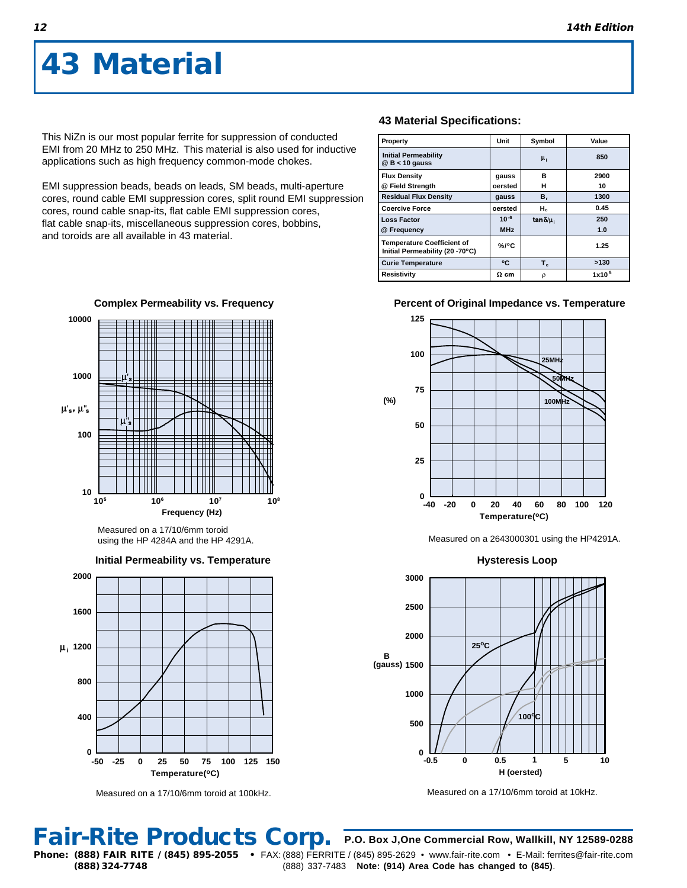# 43 Material

This NiZn is our most popular ferrite for suppression of conducted EMI from 20 MHz to 250 MHz. This material is also used for inductive applications such as high frequency common-mode chokes.

EMI suppression beads, beads on leads, SM beads, multi-aperture cores, round cable EMI suppression cores, split round EMI suppression cores, round cable snap-its, flat cable EMI suppression cores, flat cable snap-its, miscellaneous suppression cores, bobbins, and toroids are all available in 43 material.

### 43 Material Specifications:

| Property | Unit | Symbol | Value |
|---|---|---|---|
| Initial Permeability @ B < 10 gauss | | $\mu_i$ | 850 |
| Flux Density | gauss | B | 2900 |
| @ Field Strength | oersted | H | 10 |
| Residual Flux Density | gauss | $B_r$ | 1300 |
| Coercive Force | oersted | $H_c$ | 0.45 |
| Loss Factor | $10^{-6}$ | $\tan\delta/\mu_i$ | 250 |
| @ Frequency | MHz | | 1.0 |
| Temperature Coefficient of Initial Permeability (20 -70°C) | %/°C | | 1.25 |
| Curie Temperature | °C | $T_c$ | >130 |
| Resistivity | Ω cm | ρ | $1x10^5$ |

### Complex Permeability vs. Frequency

Measured on a 17/10/6mm toroid using the HP 4284A and the HP 4291A.

### Percent of Original Impedance vs. Temperature

Measured on a 2643000301 using the HP4291A.

### Initial Permeability vs. Temperature

Measured on a 17/10/6mm toroid at 100kHz.

### Hysteresis Loop

Measured on a 17/10/6mm toroid at 10kHz.

**Fair-Rite Products Corp.** P.O. Box J,One Commercial Row, Wallkill, NY 12589-0288

**Phone: (888) FAIR RITE / (845) 895-2055 (888) 324-7748** • FAX: (888) FERRITE / (845) 895-2629 (888) 337-7483 • www.fair-rite.com • E-Mail: ferrites@fair-rite.com **Note: (914) Area Code has changed to (845)**.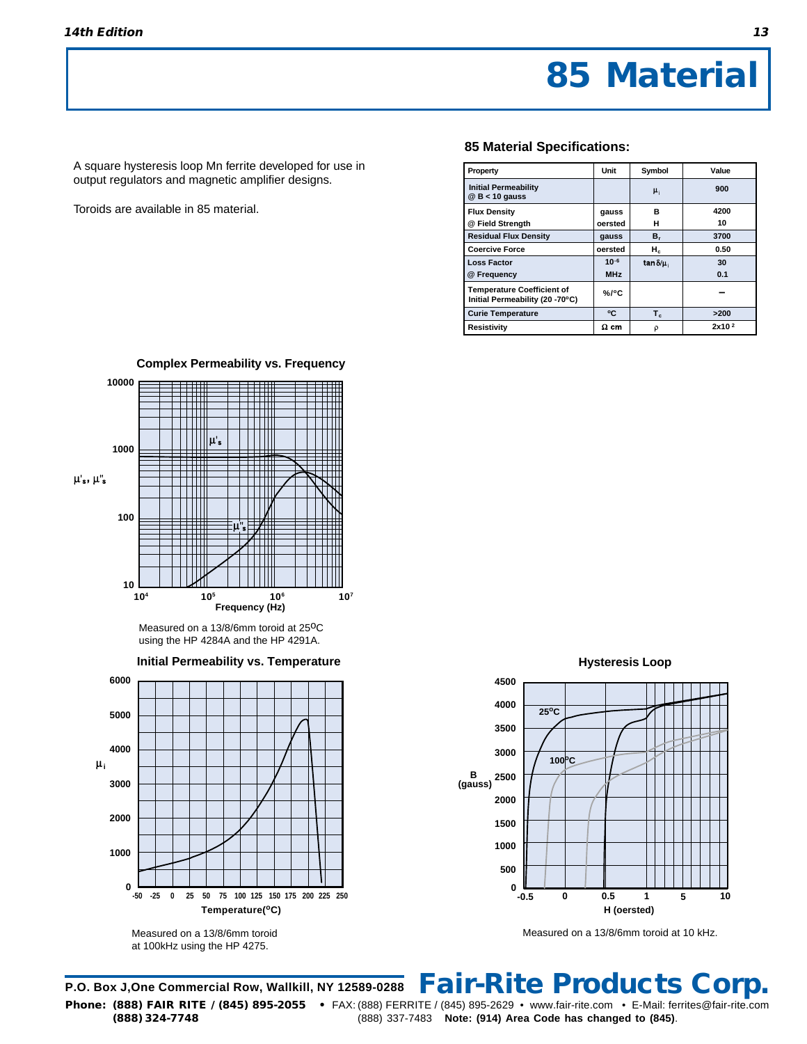# 85 Material

A square hysteresis loop Mn ferrite developed for use in output regulators and magnetic amplifier designs.

Toroids are available in 85 material.

### 85 Material Specifications:

| Property | Unit | Symbol | Value |
|---|---|---|---|
| **Initial Permeability @ B < 10 gauss** | | $\mu_i$ | **900** |
| **Flux Density** | gauss | B | 4200 |
| **@ Field Strength** | oersted | H | 10 |
| **Residual Flux Density** | gauss | $B_r$ | 3700 |
| **Coercive Force** | oersted | $H_c$ | 0.50 |
| **Loss Factor** | $10^{-6}$ | $\tan\delta/\mu_i$ | 30 |
| **@ Frequency** | MHz | | 0.1 |
| **Temperature Coefficient of Initial Permeability (20 -70°C)** | %/°C | | – |
| **Curie Temperature** | °C | $T_c$ | >200 |
| **Resistivity** | Ω cm | ρ | $2 \times 10^2$ |

**Complex Permeability vs. Frequency**

Measured on a 13/8/6mm toroid at 25°C using the HP 4284A and the HP 4291A.

**Initial Permeability vs. Temperature**

Measured on a 13/8/6mm toroid at 100kHz using the HP 4275.

**Hysteresis Loop**

Measured on a 13/8/6mm toroid at 10 kHz.

**Fair-Rite Products Corp.**

P.O. Box J, One Commercial Row, Wallkill, NY 12589-0288

Phone: (888) FAIR RITE / (845) 895-2055 (888) 324-7748 • FAX: (888) FERRITE / (845) 895-2629 (888) 337-7483 • www.fair-rite.com • E-Mail: ferrites@fair-rite.com **Note: (914) Area Code has changed to (845)**.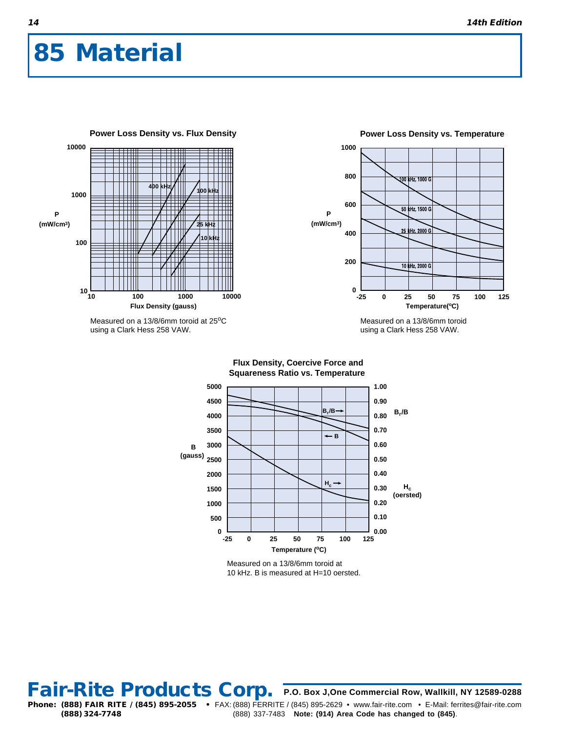# 85 Material

**Power Loss Density vs. Flux Density**

Measured on a 13/8/6mm toroid at 25°C using a Clark Hess 258 VAW.

**Power Loss Density vs. Temperature**

Measured on a 13/8/6mm toroid using a Clark Hess 258 VAW.

**Flux Density, Coercive Force and Squareness Ratio vs. Temperature**

Measured on a 13/8/6mm toroid at 10 kHz. B is measured at H=10 oersted.

**Fair-Rite Products Corp.** P.O. Box J,One Commercial Row, Wallkill, NY 12589-0288

**Phone: (888) FAIR RITE / (845) 895-2055** • FAX: (888) FERRITE / (845) 895-2629 • www.fair-rite.com • E-Mail: ferrites@fair-rite.com
**(888) 324-7748** (888) 337-7483 **Note: (914) Area Code has changed to (845)**.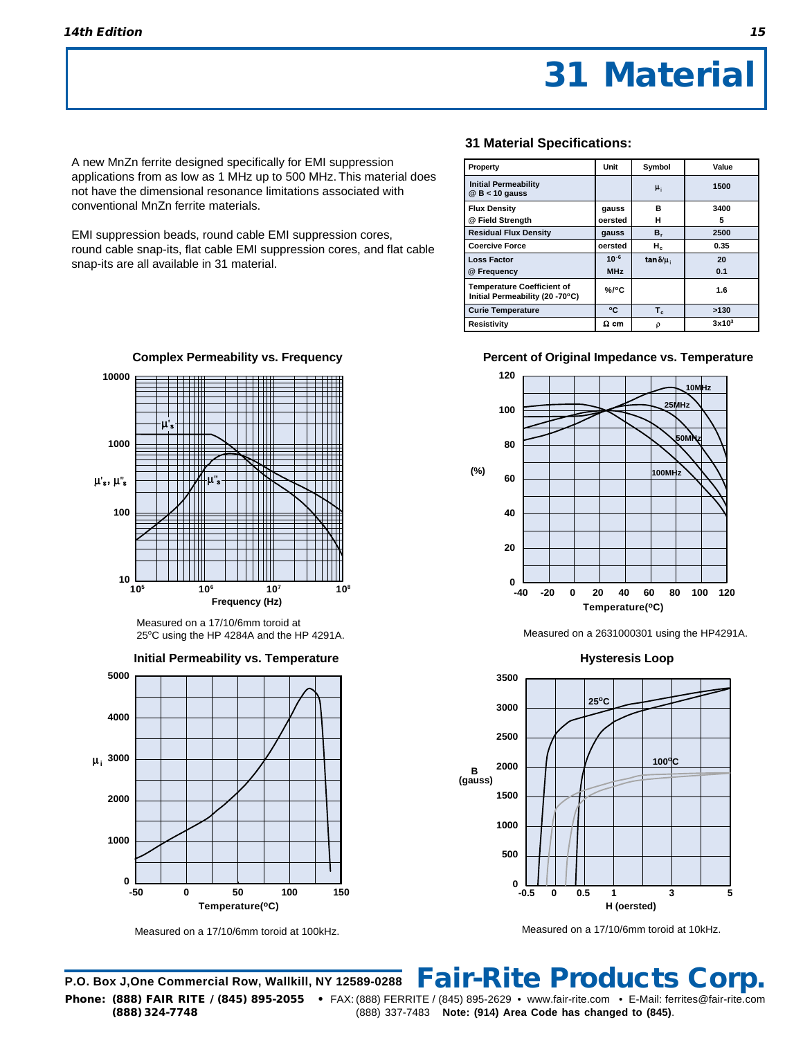# 31 Material

A new MnZn ferrite designed specifically for EMI suppression applications from as low as 1 MHz up to 500 MHz. This material does not have the dimensional resonance limitations associated with conventional MnZn ferrite materials.

EMI suppression beads, round cable EMI suppression cores, round cable snap-its, flat cable EMI suppression cores, and flat cable snap-its are all available in 31 material.

### 31 Material Specifications:

| Property | Unit | Symbol | Value |
|---|---|---|---|
| Initial Permeability @ B < 10 gauss | | $\mu_i$ | 1500 |
| Flux Density @ Field Strength | gauss oersted | B H | 3400 5 |
| Residual Flux Density | gauss | $B_r$ | 2500 |
| Coercive Force | oersted | $H_c$ | 0.35 |
| Loss Factor @ Frequency | $10^{-6}$ MHz | $\tan\delta/\mu_i$ | 20 0.1 |
| Temperature Coefficient of Initial Permeability (20 -70°C) | %/°C | | 1.6 |
| Curie Temperature | °C | $T_c$ | >130 |
| Resistivity | Ω cm | ρ | $3\times10^3$ |

**Complex Permeability vs. Frequency**

Measured on a 17/10/6mm toroid at 25°C using the HP 4284A and the HP 4291A.

**Initial Permeability vs. Temperature**

Measured on a 17/10/6mm toroid at 100kHz.

**Percent of Original Impedance vs. Temperature**

Measured on a 2631000301 using the HP4291A.

**Hysteresis Loop**

Measured on a 17/10/6mm toroid at 10kHz.

P.O. Box J, One Commercial Row, Wallkill, NY 12589-0288 **Fair-Rite Products Corp.**

**Phone: (888) FAIR RITE / (845) 895-2055 (888) 324-7748** • FAX: (888) FERRITE / (845) 895-2629 (888) 337-7483 • www.fair-rite.com • E-Mail: ferrites@fair-rite.com **Note: (914) Area Code has changed to (845)**.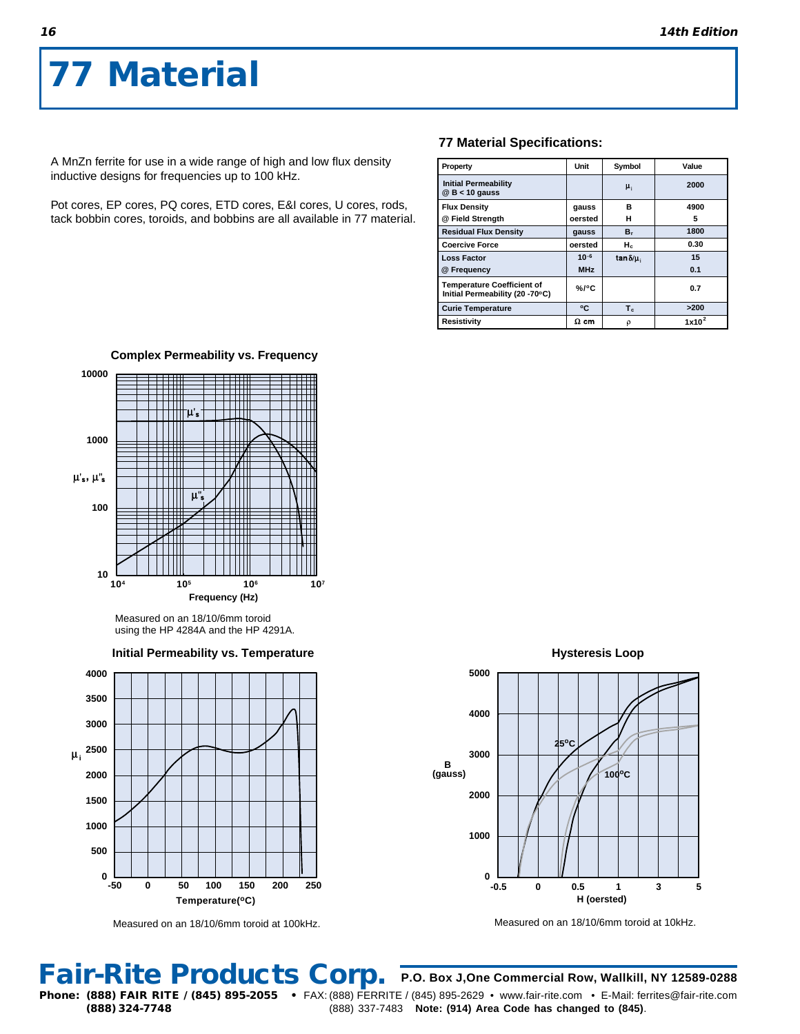# 77 Material

A MnZn ferrite for use in a wide range of high and low flux density inductive designs for frequencies up to 100 kHz.

Pot cores, EP cores, PQ cores, ETD cores, E&I cores, U cores, rods, tack bobbin cores, toroids, and bobbins are all available in 77 material.

### 77 Material Specifications:

| Property | Unit | Symbol | Value |
|---|---|---|---|
| Initial Permeability @ B < 10 gauss | | $\mu_i$ | 2000 |
| Flux Density | gauss | B | 4900 |
| @ Field Strength | oersted | H | 5 |
| Residual Flux Density | gauss | $B_r$ | 1800 |
| Coercive Force | oersted | $H_c$ | 0.30 |
| Loss Factor | $10^{-6}$ | $\tan\delta/\mu_i$ | 15 |
| @ Frequency | MHz | | 0.1 |
| Temperature Coefficient of Initial Permeability (20 -70°C) | %/°C | | 0.7 |
| Curie Temperature | °C | $T_c$ | >200 |
| Resistivity | Ω cm | ρ | $1x10^2$ |

**Complex Permeability vs. Frequency**

Measured on an 18/10/6mm toroid using the HP 4284A and the HP 4291A.

**Initial Permeability vs. Temperature**

Measured on an 18/10/6mm toroid at 100kHz.

**Hysteresis Loop**

Measured on an 18/10/6mm toroid at 10kHz.

**Fair-Rite Products Corp.** P.O. Box J,One Commercial Row, Wallkill, NY 12589-0288

Phone: (888) FAIR RITE / (845) 895-2055 (888) 324-7748 • FAX: (888) FERRITE / (845) 895-2629 (888) 337-7483 • www.fair-rite.com • E-Mail: ferrites@fair-rite.com **Note: (914) Area Code has changed to (845)**.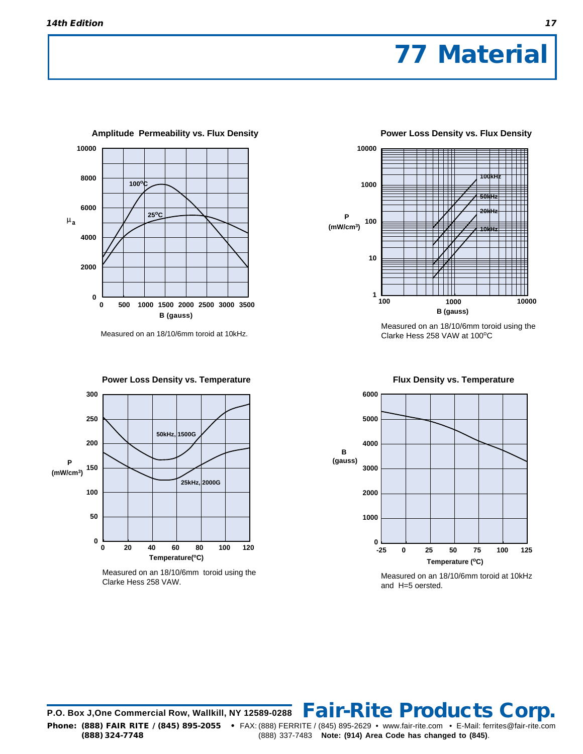# 77 Material

**Amplitude Permeability vs. Flux Density**

Measured on an 18/10/6mm toroid at 10kHz.

**Power Loss Density vs. Flux Density**

Measured on an 18/10/6mm toroid using the Clarke Hess 258 VAW at 100°C

**Power Loss Density vs. Temperature**

Measured on an 18/10/6mm toroid using the Clarke Hess 258 VAW.

**Flux Density vs. Temperature**

Measured on an 18/10/6mm toroid at 10kHz and H=5 oersted.

P.O. Box J,One Commercial Row, Wallkill, NY 12589-0288 **Fair-Rite Products Corp.**

**Phone: (888) FAIR RITE / (845) 895-2055** • FAX: (888) FERRITE / (845) 895-2629 • www.fair-rite.com • E-Mail: ferrites@fair-rite.com
**(888) 324-7748** (888) 337-7483 **Note: (914) Area Code has changed to (845)**.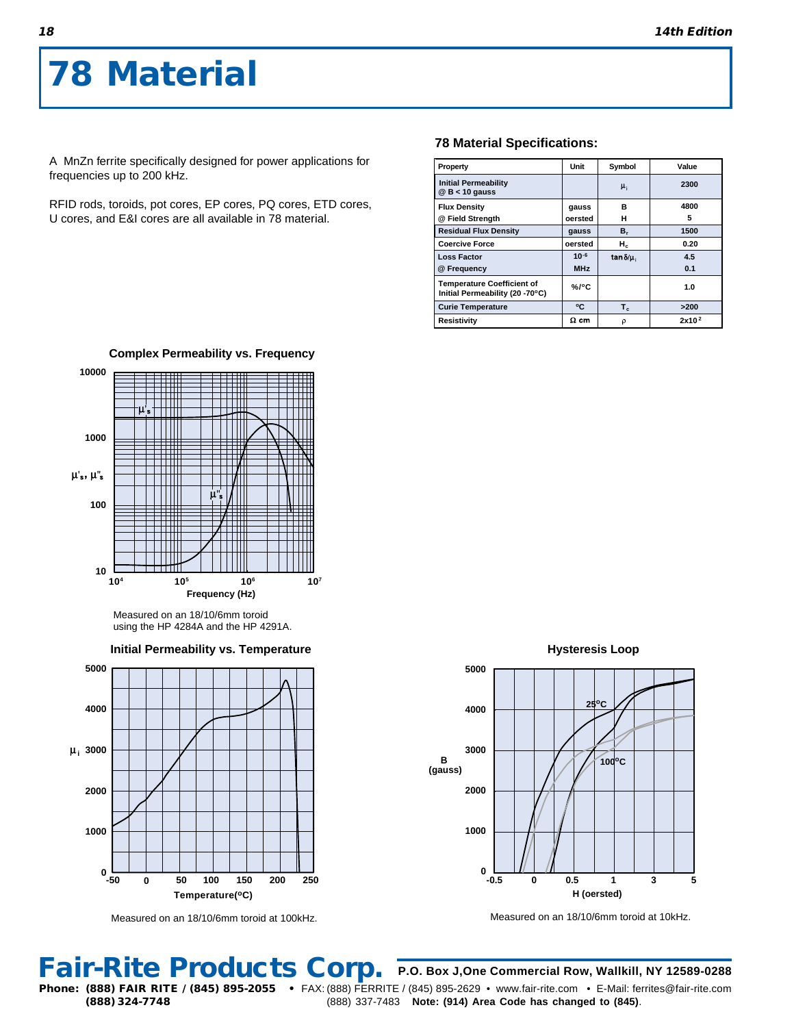# 78 Material

A MnZn ferrite specifically designed for power applications for frequencies up to 200 kHz.

RFID rods, toroids, pot cores, EP cores, PQ cores, ETD cores, U cores, and E&I cores are all available in 78 material.

### 78 Material Specifications:

| Property | Unit | Symbol | Value |
|---|---|---|---|
| Initial Permeability @ B < 10 gauss | | $\mu_i$ | 2300 |
| Flux Density<br>@ Field Strength | gauss<br>oersted | B<br>H | 4800<br>5 |
| Residual Flux Density | gauss | $B_r$ | 1500 |
| Coercive Force | oersted | $H_c$ | 0.20 |
| Loss Factor<br>@ Frequency | $10^{-6}$<br>MHz | $\tan\delta/\mu_i$ | 4.5<br>0.1 |
| Temperature Coefficient of Initial Permeability (20 -70°C) | %/°C | | 1.0 |
| Curie Temperature | °C | $T_c$ | >200 |
| Resistivity | Ω cm | ρ | $2 \times 10^2$ |

**Complex Permeability vs. Frequency**

Measured on an 18/10/6mm toroid using the HP 4284A and the HP 4291A.

**Initial Permeability vs. Temperature**

Measured on an 18/10/6mm toroid at 100kHz.

**Hysteresis Loop**

Measured on an 18/10/6mm toroid at 10kHz.

**Fair-Rite Products Corp.** P.O. Box J,One Commercial Row, Wallkill, NY 12589-0288

Phone: (888) FAIR RITE / (845) 895-2055 • FAX: (888) FERRITE / (845) 895-2629 • www.fair-rite.com • E-Mail: ferrites@fair-rite.com
(888) 324-7748 (888) 337-7483 **Note: (914) Area Code has changed to (845)**.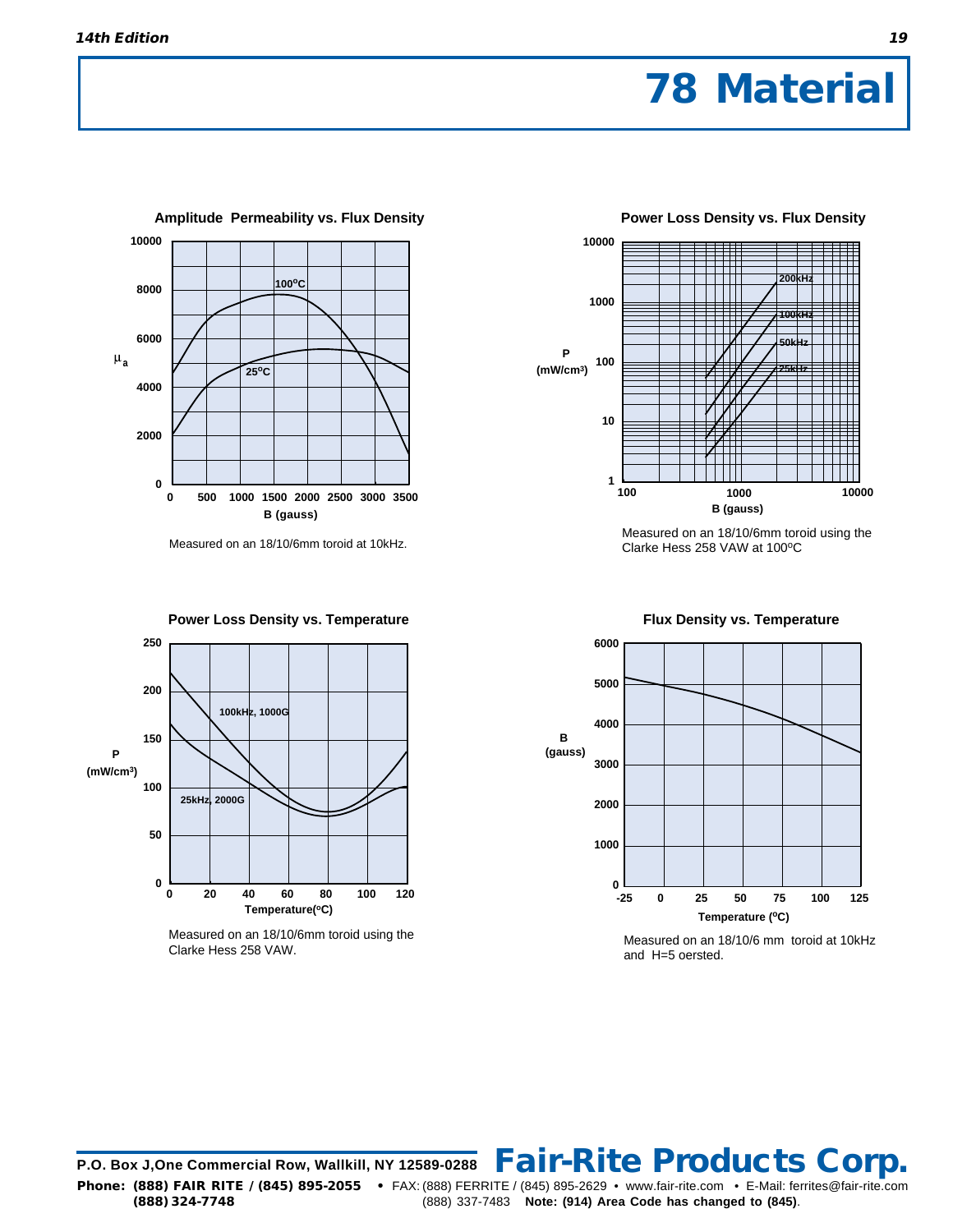# 78 Material

**Amplitude Permeability vs. Flux Density**

Measured on an 18/10/6mm toroid at 10kHz.

**Power Loss Density vs. Flux Density**

Measured on an 18/10/6mm toroid using the Clarke Hess 258 VAW at 100°C

**Power Loss Density vs. Temperature**

Measured on an 18/10/6mm toroid using the Clarke Hess 258 VAW.

**Flux Density vs. Temperature**

Measured on an 18/10/6 mm toroid at 10kHz and H=5 oersted.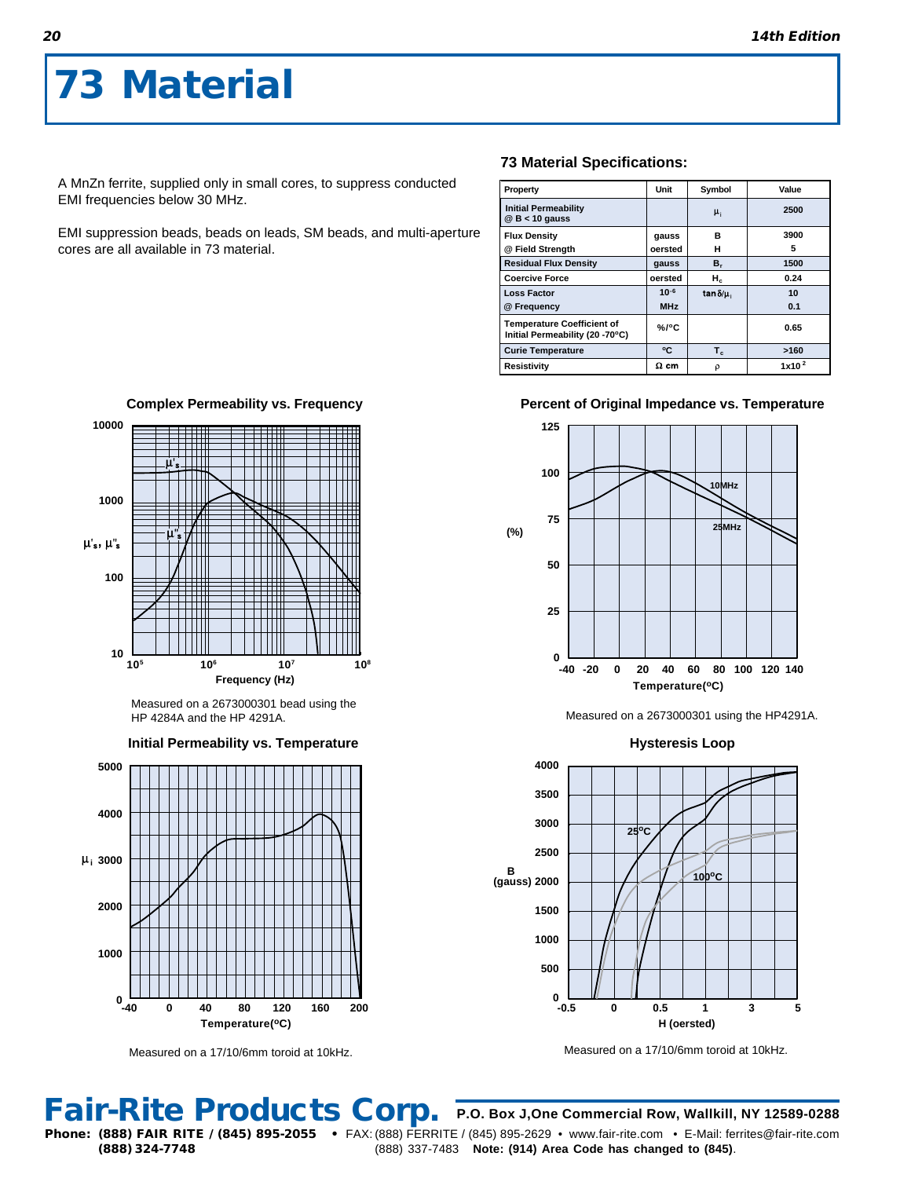# 73 Material

A MnZn ferrite, supplied only in small cores, to suppress conducted EMI frequencies below 30 MHz.

EMI suppression beads, beads on leads, SM beads, and multi-aperture cores are all available in 73 material.

### 73 Material Specifications:

| Property | Unit | Symbol | Value |
|---|---|---|---|
| Initial Permeability @ B < 10 gauss | | $\mu_i$ | 2500 |
| Flux Density | gauss | B | 3900 |
| @ Field Strength | oersted | H | 5 |
| Residual Flux Density | gauss | $B_r$ | 1500 |
| Coercive Force | oersted | $H_c$ | 0.24 |
| Loss Factor | $10^{-6}$ | $\tan\delta/\mu_i$ | 10 |
| @ Frequency | MHz | | 0.1 |
| Temperature Coefficient of Initial Permeability (20 -70°C) | %/°C | | 0.65 |
| Curie Temperature | °C | $T_c$ | >160 |
| Resistivity | Ω cm | ρ | $1 \times 10^2$ |

**Complex Permeability vs. Frequency**

Measured on a 2673000301 bead using the HP 4284A and the HP 4291A.

**Percent of Original Impedance vs. Temperature**

Measured on a 2673000301 using the HP4291A.

**Initial Permeability vs. Temperature**

Measured on a 17/10/6mm toroid at 10kHz.

**Hysteresis Loop**

Measured on a 17/10/6mm toroid at 10kHz.

**Fair-Rite Products Corp.** P.O. Box J,One Commercial Row, Wallkill, NY 12589-0288

**Phone: (888) FAIR RITE / (845) 895-2055 (888) 324-7748** • FAX: (888) FERRITE / (845) 895-2629 (888) 337-7483 • www.fair-rite.com • E-Mail: ferrites@fair-rite.com **Note: (914) Area Code has changed to (845)**.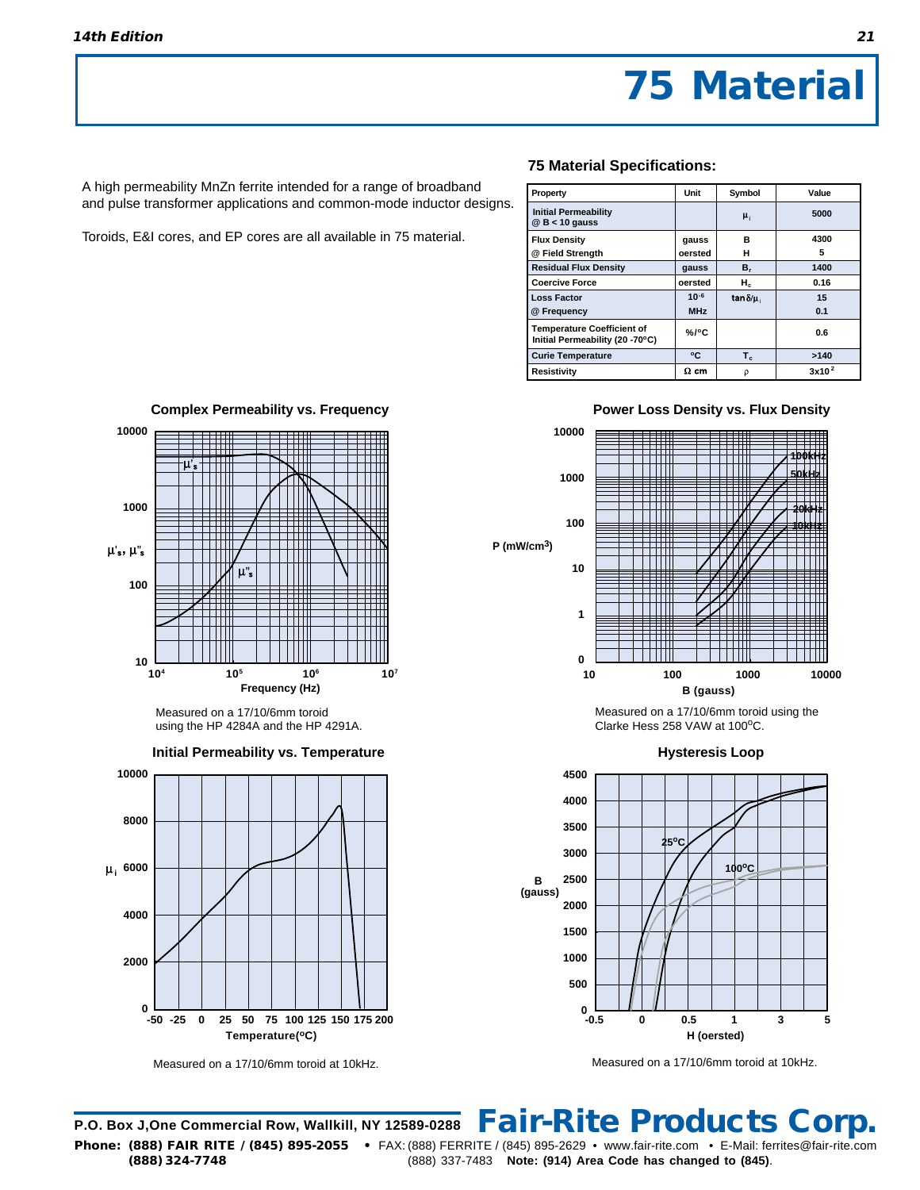# 75 Material

A high permeability MnZn ferrite intended for a range of broadband and pulse transformer applications and common-mode inductor designs.

Toroids, E&I cores, and EP cores are all available in 75 material.

### 75 Material Specifications:

| Property | Unit | Symbol | Value |
|---|---|---|---|
| Initial Permeability @ B < 10 gauss | | $\mu_i$ | 5000 |
| Flux Density<br>@ Field Strength | gauss<br>oersted | B<br>H | 4300<br>5 |
| Residual Flux Density | gauss | $B_r$ | 1400 |
| Coercive Force | oersted | $H_c$ | 0.16 |
| Loss Factor<br>@ Frequency | $10^{-6}$<br>MHz | $\tan\delta/\mu_i$ | 15<br>0.1 |
| Temperature Coefficient of Initial Permeability (20 -70°C) | %/°C | | 0.6 |
| Curie Temperature | °C | $T_c$ | >140 |
| Resistivity | Ω cm | ρ | $3\times10^2$ |

**Complex Permeability vs. Frequency**

Measured on a 17/10/6mm toroid using the HP 4284A and the HP 4291A.

**Power Loss Density vs. Flux Density**

Measured on a 17/10/6mm toroid using the Clarke Hess 258 VAW at 100°C.

**Initial Permeability vs. Temperature**

Measured on a 17/10/6mm toroid at 10kHz.

**Hysteresis Loop**

Measured on a 17/10/6mm toroid at 10kHz.

P.O. Box J,One Commercial Row, Wallkill, NY 12589-0288 **Fair-Rite Products Corp.**

**Phone: (888) FAIR RITE / (845) 895-2055 (888) 324-7748** • FAX: (888) FERRITE / (845) 895-2629 (888) 337-7483 • www.fair-rite.com • E-Mail: ferrites@fair-rite.com **Note: (914) Area Code has changed to (845).**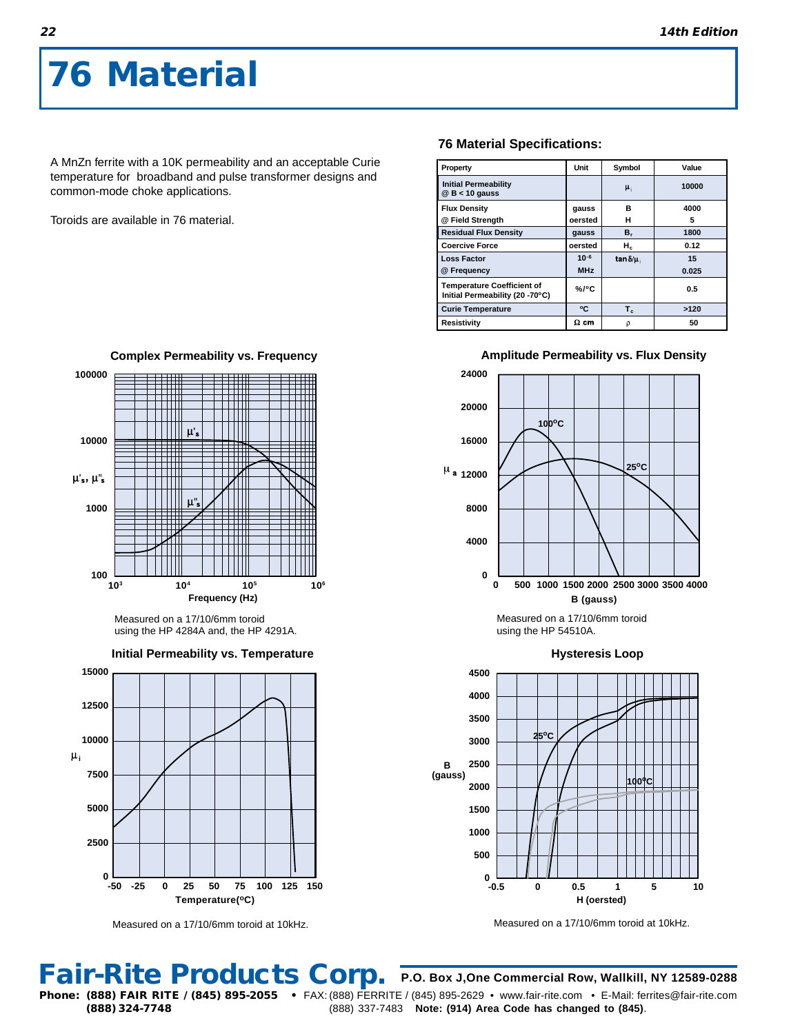# 76 Material

A MnZn ferrite with a 10K permeability and an acceptable Curie temperature for broadband and pulse transformer designs and common-mode choke applications.

Toroids are available in 76 material.

## 76 Material Specifications:

| Property | Unit | Symbol | Value |
|---|---|---|---|
| Initial Permeability @ B < 10 gauss | | $\mu_i$ | 10000 |
| Flux Density | gauss | B | 4000 |
| @ Field Strength | oersted | H | 5 |
| Residual Flux Density | gauss | $B_r$ | 1800 |
| Coercive Force | oersted | $H_c$ | 0.12 |
| Loss Factor | $10^{-6}$ | $\tan\delta/\mu_i$ | 15 |
| @ Frequency | MHz | | 0.025 |
| Temperature Coefficient of Initial Permeability (20 -70°C) | %/°C | | 0.5 |
| Curie Temperature | °C | $T_c$ | >120 |
| Resistivity | Ω cm | ρ | 50 |

### Complex Permeability vs. Frequency

100000
10000
1000
100
$\mu'_s$, $\mu''_s$
$\mu'_s$
$\mu''_s$
$10^3$ $10^4$ $10^5$ $10^6$
Frequency (Hz)

Measured on a 17/10/6mm toroid using the HP 4284A and, the HP 4291A.

### Amplitude Permeability vs. Flux Density

24000
20000
16000
12000
8000
4000
0
$\mu_a$
100°C
25°C
0 500 1000 1500 2000 2500 3000 3500 4000
B (gauss)

Measured on a 17/10/6mm toroid using the HP 54510A.

### Initial Permeability vs. Temperature

15000
12500
10000
7500
5000
2500
0
$\mu_i$
-50 -25 0 25 50 75 100 125 150
Temperature(°C)

Measured on a 17/10/6mm toroid at 10kHz.

### Hysteresis Loop

4500
4000
3500
3000
2500
2000
1500
1000
500
0
B (gauss)
25°C
100°C
-0.5 0 0.5 1 5 10
H (oersted)

Measured on a 17/10/6mm toroid at 10kHz.

**Fair-Rite Products Corp.** **P.O. Box J,One Commercial Row, Wallkill, NY 12589-0288**

**Phone: (888) FAIR RITE / (845) 895-2055 (888) 324-7748** • FAX: (888) FERRITE / (845) 895-2629 (888) 337-7483 • www.fair-rite.com • E-Mail: ferrites@fair-rite.com **Note: (914) Area Code has changed to (845)**.